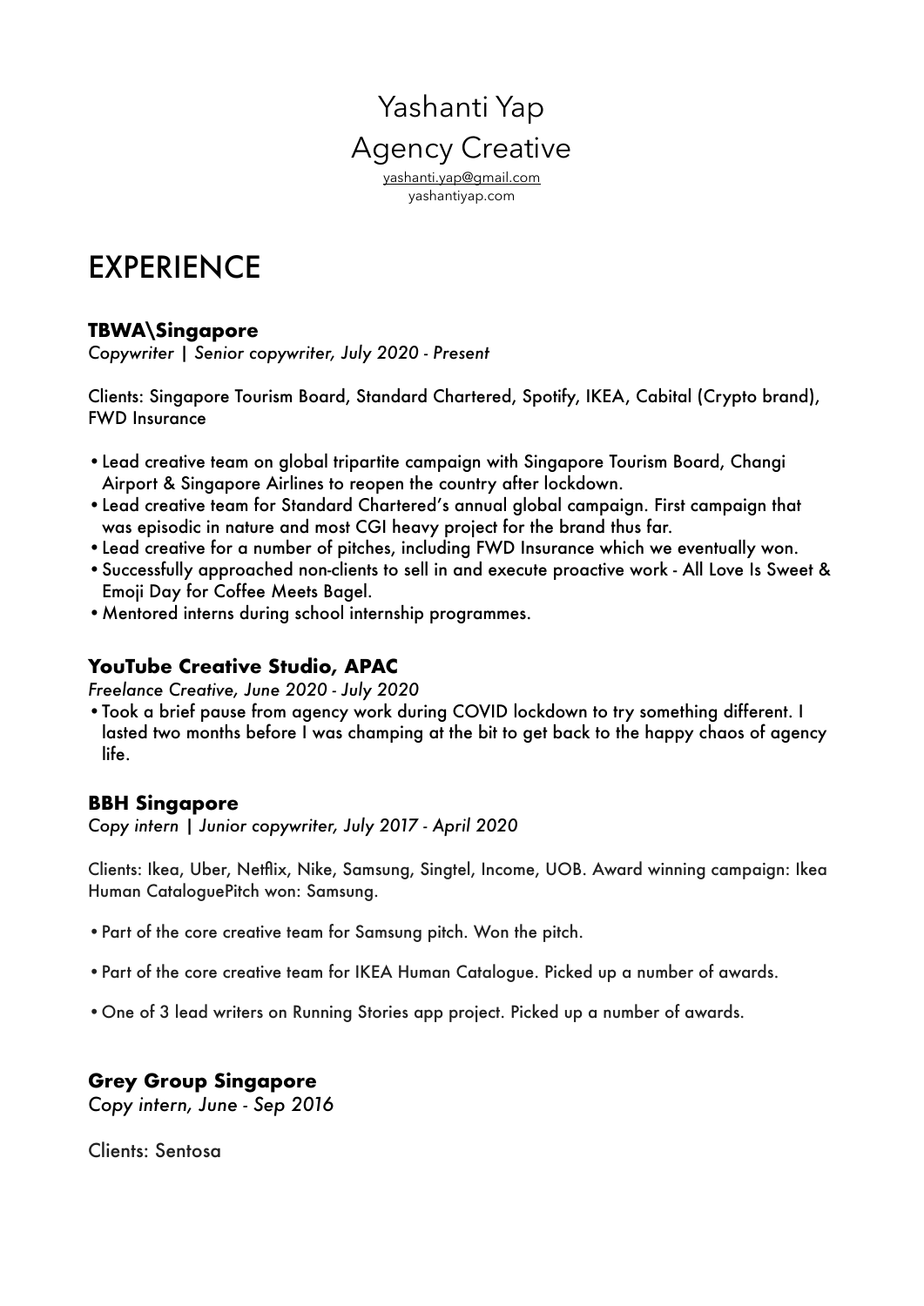# Yashanti Yap
## Agency Creative

yashanti.yap@gmail.com
yashantiyap.com

# EXPERIENCE

### TBWA\Singapore

*Copywriter | Senior copywriter, July 2020 - Present*

Clients: Singapore Tourism Board, Standard Chartered, Spotify, IKEA, Cabital (Crypto brand), FWD Insurance

- Lead creative team on global tripartite campaign with Singapore Tourism Board, Changi Airport & Singapore Airlines to reopen the country after lockdown.
- Lead creative team for Standard Chartered's annual global campaign. First campaign that was episodic in nature and most CGI heavy project for the brand thus far.
- Lead creative for a number of pitches, including FWD Insurance which we eventually won.
- Successfully approached non-clients to sell in and execute proactive work - All Love Is Sweet & Emoji Day for Coffee Meets Bagel.
- Mentored interns during school internship programmes.

### YouTube Creative Studio, APAC

*Freelance Creative, June 2020 - July 2020*

- Took a brief pause from agency work during COVID lockdown to try something different. I lasted two months before I was champing at the bit to get back to the happy chaos of agency life.

### BBH Singapore

*Copy intern | Junior copywriter, July 2017 - April 2020*

Clients: Ikea, Uber, Netflix, Nike, Samsung, Singtel, Income, UOB. Award winning campaign: Ikea Human CataloguePitch won: Samsung.

- Part of the core creative team for Samsung pitch. Won the pitch.
- Part of the core creative team for IKEA Human Catalogue. Picked up a number of awards.
- One of 3 lead writers on Running Stories app project. Picked up a number of awards.

### Grey Group Singapore

*Copy intern, June - Sep 2016*

Clients: Sentosa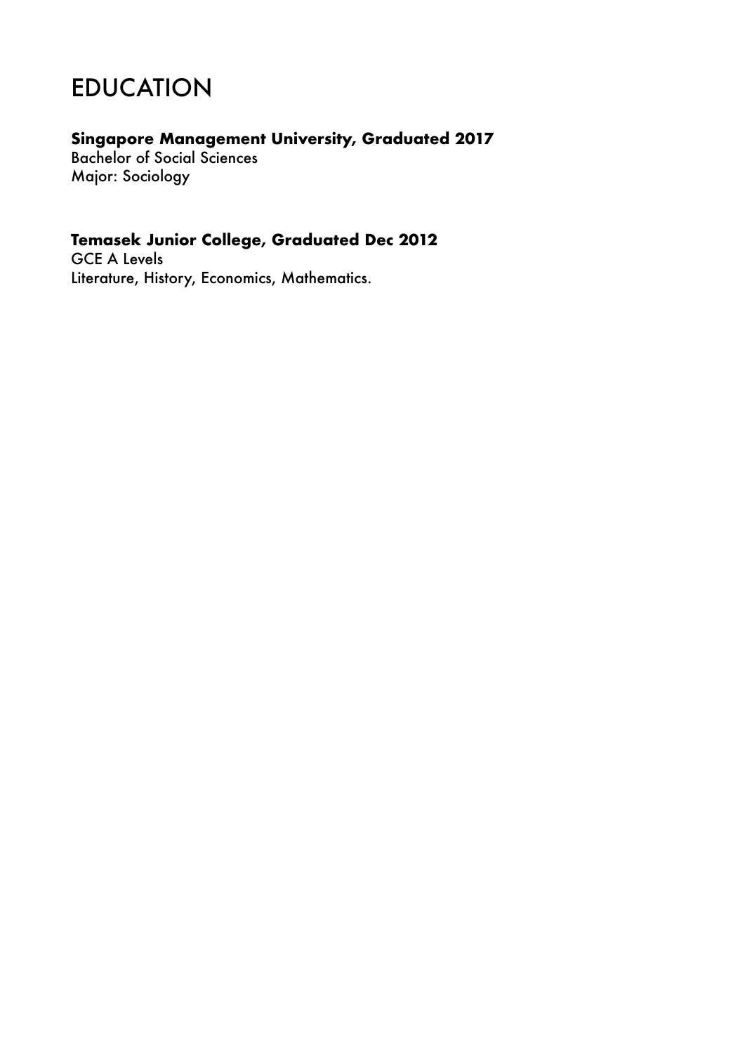# EDUCATION

**Singapore Management University, Graduated 2017**
Bachelor of Social Sciences
Major: Sociology

**Temasek Junior College, Graduated Dec 2012**
GCE A Levels
Literature, History, Economics, Mathematics.